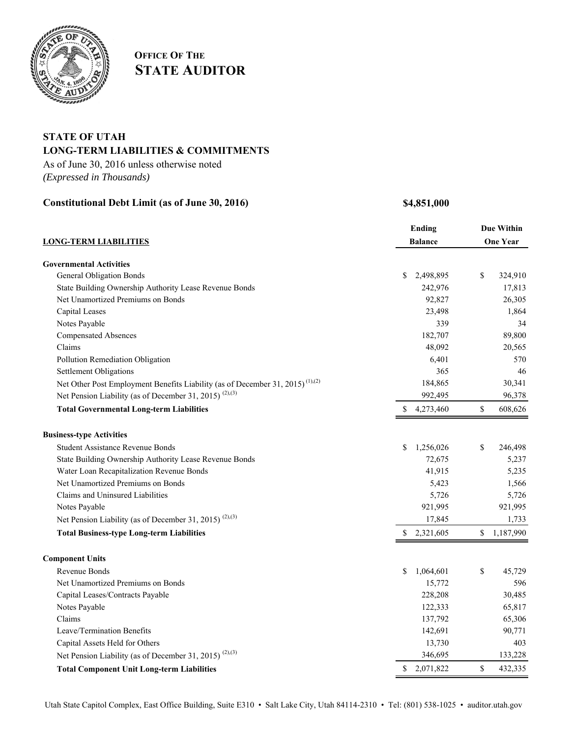**OFFICE OF THE STATE AUDITOR**

## STATE OF UTAH
## LONG-TERM LIABILITIES & COMMITMENTS

As of June 30, 2016 unless otherwise noted
*(Expressed in Thousands)*

**Constitutional Debt Limit (as of June 30, 2016)** **$4,851,000**

| **LONG-TERM LIABILITIES** | **Ending Balance** | **Due Within One Year** |
|---|---|---|
| **Governmental Activities** | | |
| General Obligation Bonds | $ 2,498,895 | $ 324,910 |
| State Building Ownership Authority Lease Revenue Bonds | 242,976 | 17,813 |
| Net Unamortized Premiums on Bonds | 92,827 | 26,305 |
| Capital Leases | 23,498 | 1,864 |
| Notes Payable | 339 | 34 |
| Compensated Absences | 182,707 | 89,800 |
| Claims | 48,092 | 20,565 |
| Pollution Remediation Obligation | 6,401 | 570 |
| Settlement Obligations | 365 | 46 |
| Net Other Post Employment Benefits Liability (as of December 31, 2015) [(1),(2)] | 184,865 | 30,341 |
| Net Pension Liability (as of December 31, 2015) [(2),(3)] | 992,495 | 96,378 |
| **Total Governmental Long-term Liabilities** | $ 4,273,460 | $ 608,626 |
| **Business-type Activities** | | |
| Student Assistance Revenue Bonds | $ 1,256,026 | $ 246,498 |
| State Building Ownership Authority Lease Revenue Bonds | 72,675 | 5,237 |
| Water Loan Recapitalization Revenue Bonds | 41,915 | 5,235 |
| Net Unamortized Premiums on Bonds | 5,423 | 1,566 |
| Claims and Uninsured Liabilities | 5,726 | 5,726 |
| Notes Payable | 921,995 | 921,995 |
| Net Pension Liability (as of December 31, 2015) [(2),(3)] | 17,845 | 1,733 |
| **Total Business-type Long-term Liabilities** | $ 2,321,605 | $ 1,187,990 |
| **Component Units** | | |
| Revenue Bonds | $ 1,064,601 | $ 45,729 |
| Net Unamortized Premiums on Bonds | 15,772 | 596 |
| Capital Leases/Contracts Payable | 228,208 | 30,485 |
| Notes Payable | 122,333 | 65,817 |
| Claims | 137,792 | 65,306 |
| Leave/Termination Benefits | 142,691 | 90,771 |
| Capital Assets Held for Others | 13,730 | 403 |
| Net Pension Liability (as of December 31, 2015) [(2),(3)] | 346,695 | 133,228 |
| **Total Component Unit Long-term Liabilities** | $ 2,071,822 | $ 432,335 |

Utah State Capitol Complex, East Office Building, Suite E310 • Salt Lake City, Utah 84114-2310 • Tel: (801) 538-1025 • auditor.utah.gov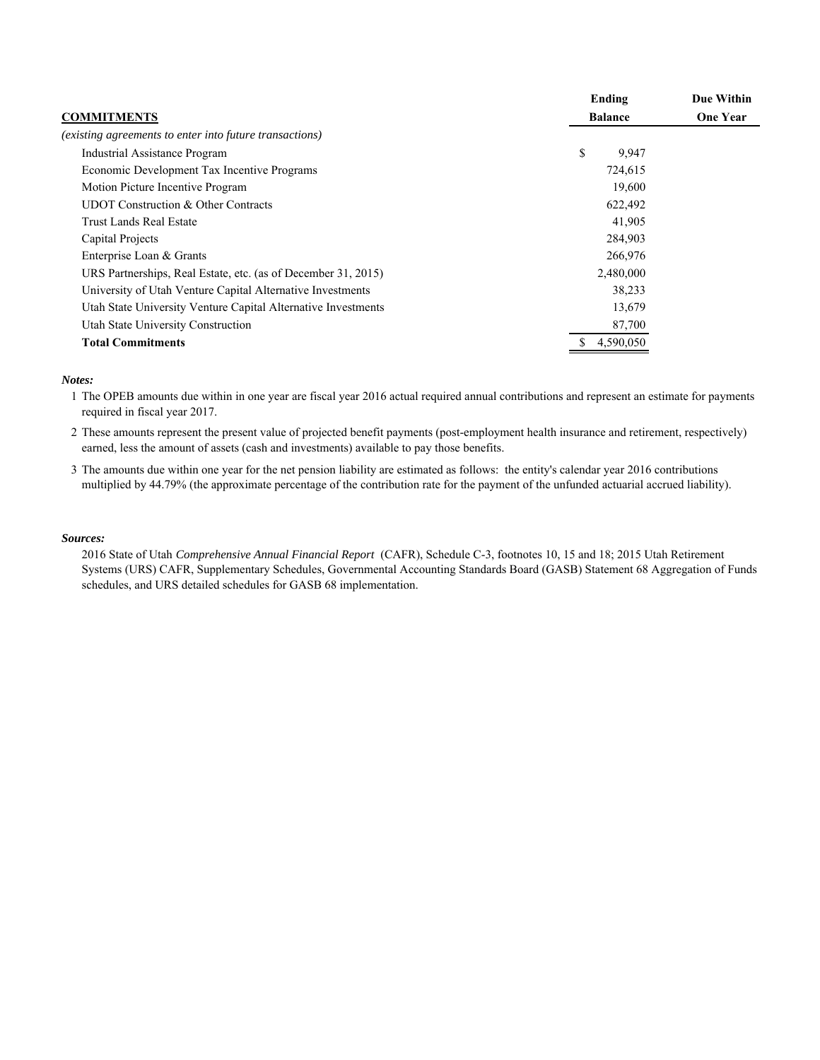| COMMITMENTS | Ending Balance | Due Within One Year |
|---|---|---|
| *(existing agreements to enter into future transactions)* | | |
| Industrial Assistance Program | $ 9,947 | |
| Economic Development Tax Incentive Programs | 724,615 | |
| Motion Picture Incentive Program | 19,600 | |
| UDOT Construction & Other Contracts | 622,492 | |
| Trust Lands Real Estate | 41,905 | |
| Capital Projects | 284,903 | |
| Enterprise Loan & Grants | 266,976 | |
| URS Partnerships, Real Estate, etc. (as of December 31, 2015) | 2,480,000 | |
| University of Utah Venture Capital Alternative Investments | 38,233 | |
| Utah State University Venture Capital Alternative Investments | 13,679 | |
| Utah State University Construction | 87,700 | |
| **Total Commitments** | $ 4,590,050 | |

***Notes:***

1 The OPEB amounts due within in one year are fiscal year 2016 actual required annual contributions and represent an estimate for payments required in fiscal year 2017.

2 These amounts represent the present value of projected benefit payments (post-employment health insurance and retirement, respectively) earned, less the amount of assets (cash and investments) available to pay those benefits.

3 The amounts due within one year for the net pension liability are estimated as follows: the entity's calendar year 2016 contributions multiplied by 44.79% (the approximate percentage of the contribution rate for the payment of the unfunded actuarial accrued liability).

***Sources:***

2016 State of Utah *Comprehensive Annual Financial Report* (CAFR), Schedule C-3, footnotes 10, 15 and 18; 2015 Utah Retirement Systems (URS) CAFR, Supplementary Schedules, Governmental Accounting Standards Board (GASB) Statement 68 Aggregation of Funds schedules, and URS detailed schedules for GASB 68 implementation.